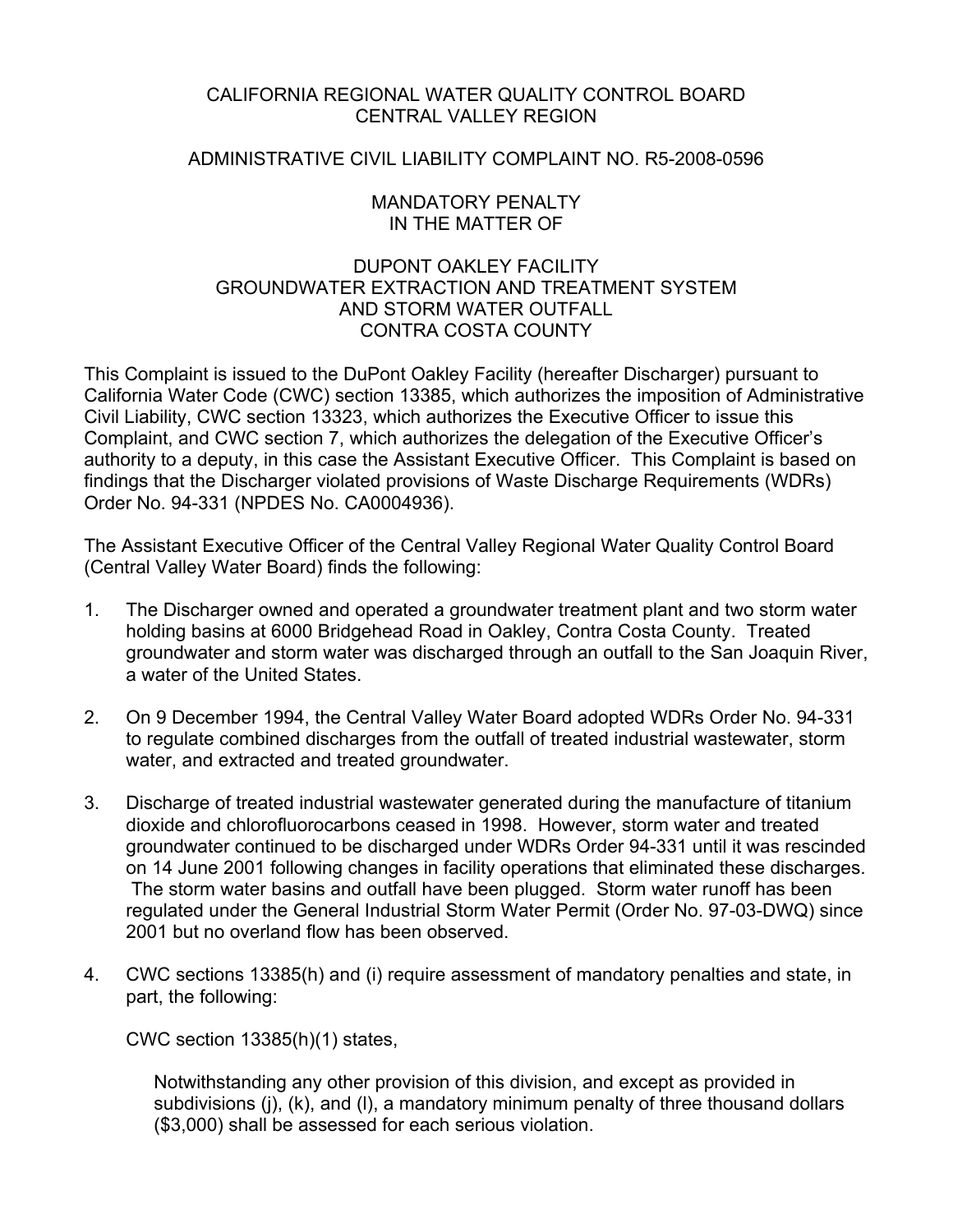# CALIFORNIA REGIONAL WATER QUALITY CONTROL BOARD
# CENTRAL VALLEY REGION

## ADMINISTRATIVE CIVIL LIABILITY COMPLAINT NO. R5-2008-0596

### MANDATORY PENALTY
### IN THE MATTER OF

### DUPONT OAKLEY FACILITY
### GROUNDWATER EXTRACTION AND TREATMENT SYSTEM
### AND STORM WATER OUTFALL
### CONTRA COSTA COUNTY

This Complaint is issued to the DuPont Oakley Facility (hereafter Discharger) pursuant to California Water Code (CWC) section 13385, which authorizes the imposition of Administrative Civil Liability, CWC section 13323, which authorizes the Executive Officer to issue this Complaint, and CWC section 7, which authorizes the delegation of the Executive Officer's authority to a deputy, in this case the Assistant Executive Officer. This Complaint is based on findings that the Discharger violated provisions of Waste Discharge Requirements (WDRs) Order No. 94-331 (NPDES No. CA0004936).

The Assistant Executive Officer of the Central Valley Regional Water Quality Control Board (Central Valley Water Board) finds the following:

1. The Discharger owned and operated a groundwater treatment plant and two storm water holding basins at 6000 Bridgehead Road in Oakley, Contra Costa County. Treated groundwater and storm water was discharged through an outfall to the San Joaquin River, a water of the United States.

2. On 9 December 1994, the Central Valley Water Board adopted WDRs Order No. 94-331 to regulate combined discharges from the outfall of treated industrial wastewater, storm water, and extracted and treated groundwater.

3. Discharge of treated industrial wastewater generated during the manufacture of titanium dioxide and chlorofluorocarbons ceased in 1998. However, storm water and treated groundwater continued to be discharged under WDRs Order 94-331 until it was rescinded on 14 June 2001 following changes in facility operations that eliminated these discharges. The storm water basins and outfall have been plugged. Storm water runoff has been regulated under the General Industrial Storm Water Permit (Order No. 97-03-DWQ) since 2001 but no overland flow has been observed.

4. CWC sections 13385(h) and (i) require assessment of mandatory penalties and state, in part, the following:

   CWC section 13385(h)(1) states,

   > Notwithstanding any other provision of this division, and except as provided in subdivisions (j), (k), and (l), a mandatory minimum penalty of three thousand dollars ($3,000) shall be assessed for each serious violation.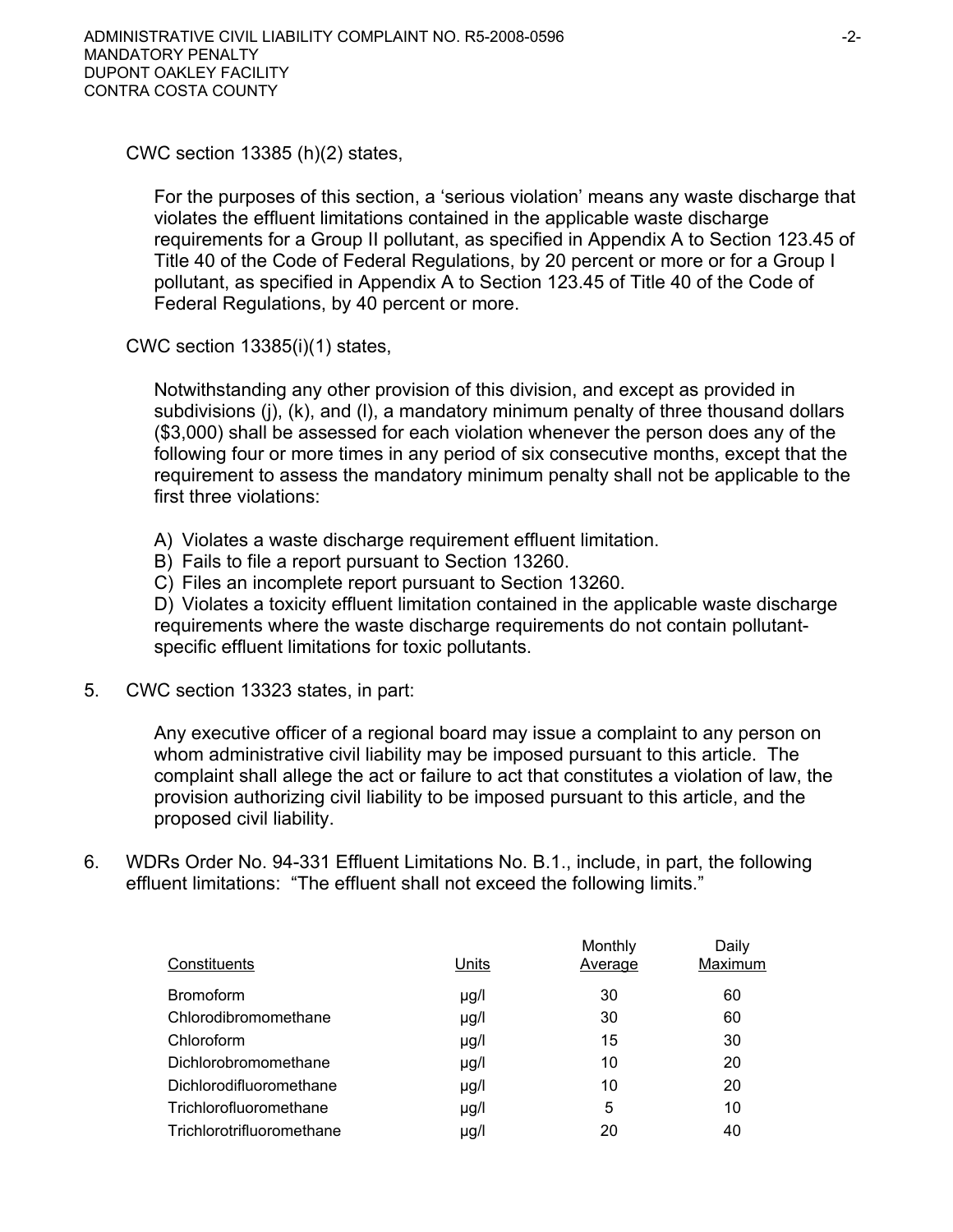CWC section 13385 (h)(2) states,

> For the purposes of this section, a ‘serious violation’ means any waste discharge that violates the effluent limitations contained in the applicable waste discharge requirements for a Group II pollutant, as specified in Appendix A to Section 123.45 of Title 40 of the Code of Federal Regulations, by 20 percent or more or for a Group I pollutant, as specified in Appendix A to Section 123.45 of Title 40 of the Code of Federal Regulations, by 40 percent or more.

CWC section 13385(i)(1) states,

> Notwithstanding any other provision of this division, and except as provided in subdivisions (j), (k), and (l), a mandatory minimum penalty of three thousand dollars ($3,000) shall be assessed for each violation whenever the person does any of the following four or more times in any period of six consecutive months, except that the requirement to assess the mandatory minimum penalty shall not be applicable to the first three violations:
>
> A) Violates a waste discharge requirement effluent limitation.
> B) Fails to file a report pursuant to Section 13260.
> C) Files an incomplete report pursuant to Section 13260.
> D) Violates a toxicity effluent limitation contained in the applicable waste discharge requirements where the waste discharge requirements do not contain pollutant-specific effluent limitations for toxic pollutants.

5. CWC section 13323 states, in part:

> Any executive officer of a regional board may issue a complaint to any person on whom administrative civil liability may be imposed pursuant to this article. The complaint shall allege the act or failure to act that constitutes a violation of law, the provision authorizing civil liability to be imposed pursuant to this article, and the proposed civil liability.

6. WDRs Order No. 94-331 Effluent Limitations No. B.1., include, in part, the following effluent limitations: “The effluent shall not exceed the following limits.”

| Constituents | Units | Monthly Average | Daily Maximum |
|---|---|---|---|
| Bromoform | µg/l | 30 | 60 |
| Chlorodibromomethane | µg/l | 30 | 60 |
| Chloroform | µg/l | 15 | 30 |
| Dichlorobromomethane | µg/l | 10 | 20 |
| Dichlorodifluoromethane | µg/l | 10 | 20 |
| Trichlorofluoromethane | µg/l | 5 | 10 |
| Trichlorotrifluoromethane | µg/l | 20 | 40 |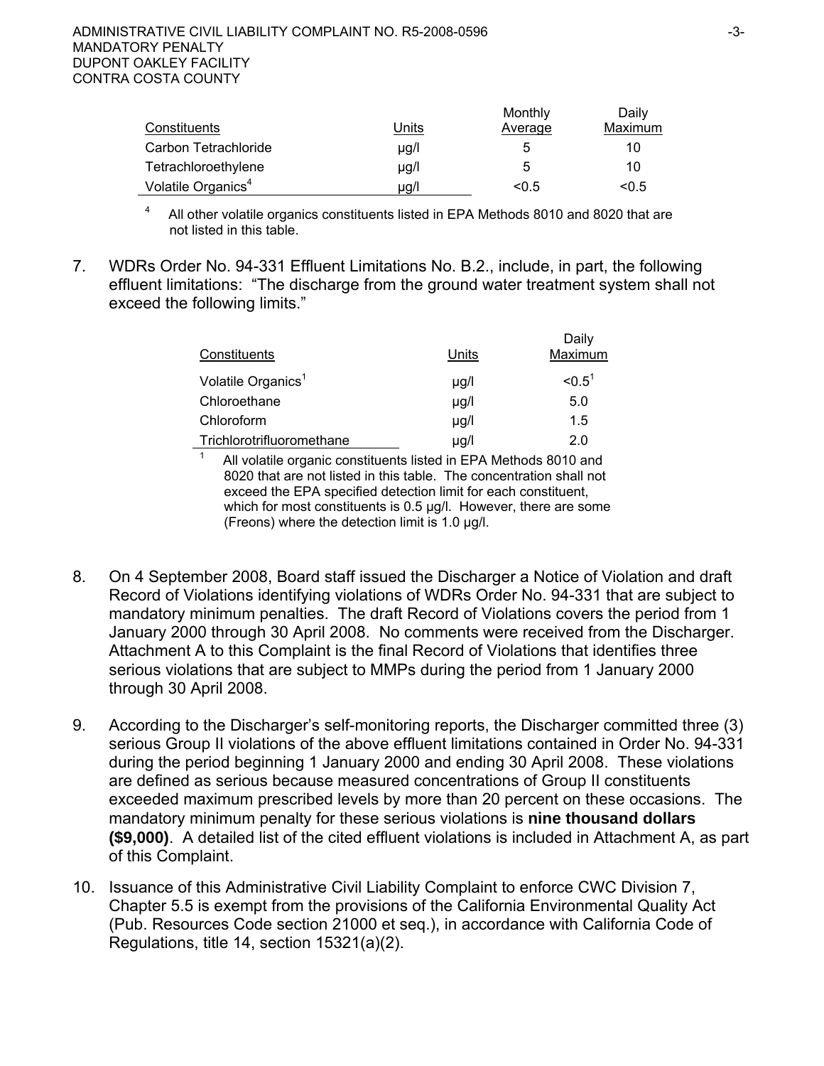| Constituents | Units | Monthly Average | Daily Maximum |
|---|---|---|---|
| Carbon Tetrachloride | µg/l | 5 | 10 |
| Tetrachloroethylene | µg/l | 5 | 10 |
| Volatile Organics[4] | µg/l | <0.5 | <0.5 |

[4] All other volatile organics constituents listed in EPA Methods 8010 and 8020 that are not listed in this table.

7. WDRs Order No. 94-331 Effluent Limitations No. B.2., include, in part, the following effluent limitations: "The discharge from the ground water treatment system shall not exceed the following limits."

| Constituents | Units | Daily Maximum |
|---|---|---|
| Volatile Organics[1] | µg/l | <0.5[1] |
| Chloroethane | µg/l | 5.0 |
| Chloroform | µg/l | 1.5 |
| Trichlorotrifluoromethane | µg/l | 2.0 |

[1] All volatile organic constituents listed in EPA Methods 8010 and 8020 that are not listed in this table. The concentration shall not exceed the EPA specified detection limit for each constituent, which for most constituents is 0.5 µg/l. However, there are some (Freons) where the detection limit is 1.0 µg/l.

8. On 4 September 2008, Board staff issued the Discharger a Notice of Violation and draft Record of Violations identifying violations of WDRs Order No. 94-331 that are subject to mandatory minimum penalties. The draft Record of Violations covers the period from 1 January 2000 through 30 April 2008. No comments were received from the Discharger. Attachment A to this Complaint is the final Record of Violations that identifies three serious violations that are subject to MMPs during the period from 1 January 2000 through 30 April 2008.

9. According to the Discharger's self-monitoring reports, the Discharger committed three (3) serious Group II violations of the above effluent limitations contained in Order No. 94-331 during the period beginning 1 January 2000 and ending 30 April 2008. These violations are defined as serious because measured concentrations of Group II constituents exceeded maximum prescribed levels by more than 20 percent on these occasions. The mandatory minimum penalty for these serious violations is **nine thousand dollars ($9,000)**. A detailed list of the cited effluent violations is included in Attachment A, as part of this Complaint.

10. Issuance of this Administrative Civil Liability Complaint to enforce CWC Division 7, Chapter 5.5 is exempt from the provisions of the California Environmental Quality Act (Pub. Resources Code section 21000 et seq.), in accordance with California Code of Regulations, title 14, section 15321(a)(2).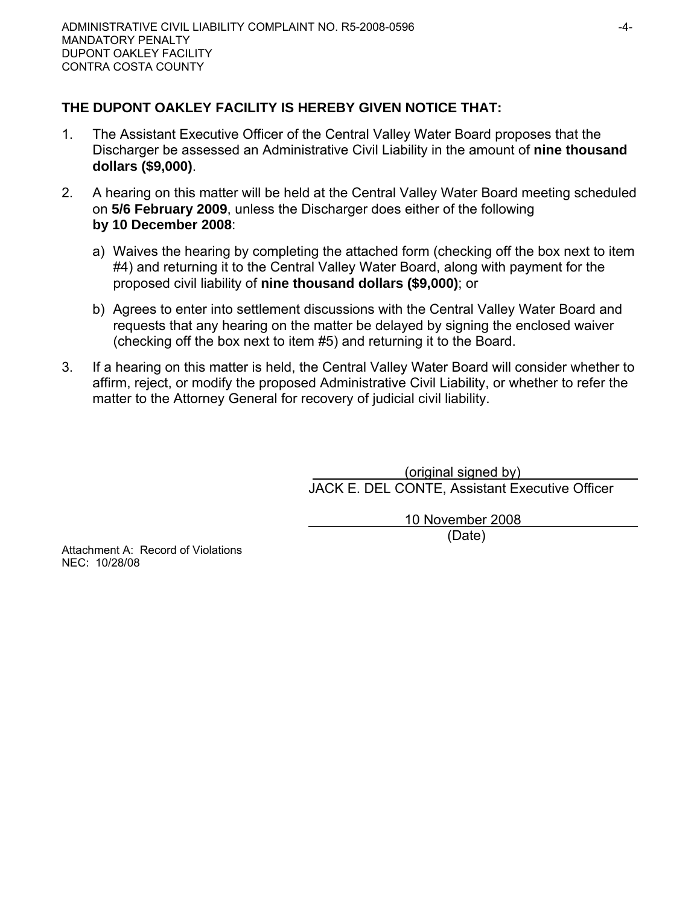**THE DUPONT OAKLEY FACILITY IS HEREBY GIVEN NOTICE THAT:**

1. The Assistant Executive Officer of the Central Valley Water Board proposes that the Discharger be assessed an Administrative Civil Liability in the amount of **nine thousand dollars ($9,000)**.

2. A hearing on this matter will be held at the Central Valley Water Board meeting scheduled on **5/6 February 2009**, unless the Discharger does either of the following **by 10 December 2008**:

   a) Waives the hearing by completing the attached form (checking off the box next to item #4) and returning it to the Central Valley Water Board, along with payment for the proposed civil liability of **nine thousand dollars ($9,000)**; or

   b) Agrees to enter into settlement discussions with the Central Valley Water Board and requests that any hearing on the matter be delayed by signing the enclosed waiver (checking off the box next to item #5) and returning it to the Board.

3. If a hearing on this matter is held, the Central Valley Water Board will consider whether to affirm, reject, or modify the proposed Administrative Civil Liability, or whether to refer the matter to the Attorney General for recovery of judicial civil liability.

(original signed by)
JACK E. DEL CONTE, Assistant Executive Officer

10 November 2008
(Date)

Attachment A: Record of Violations
NEC: 10/28/08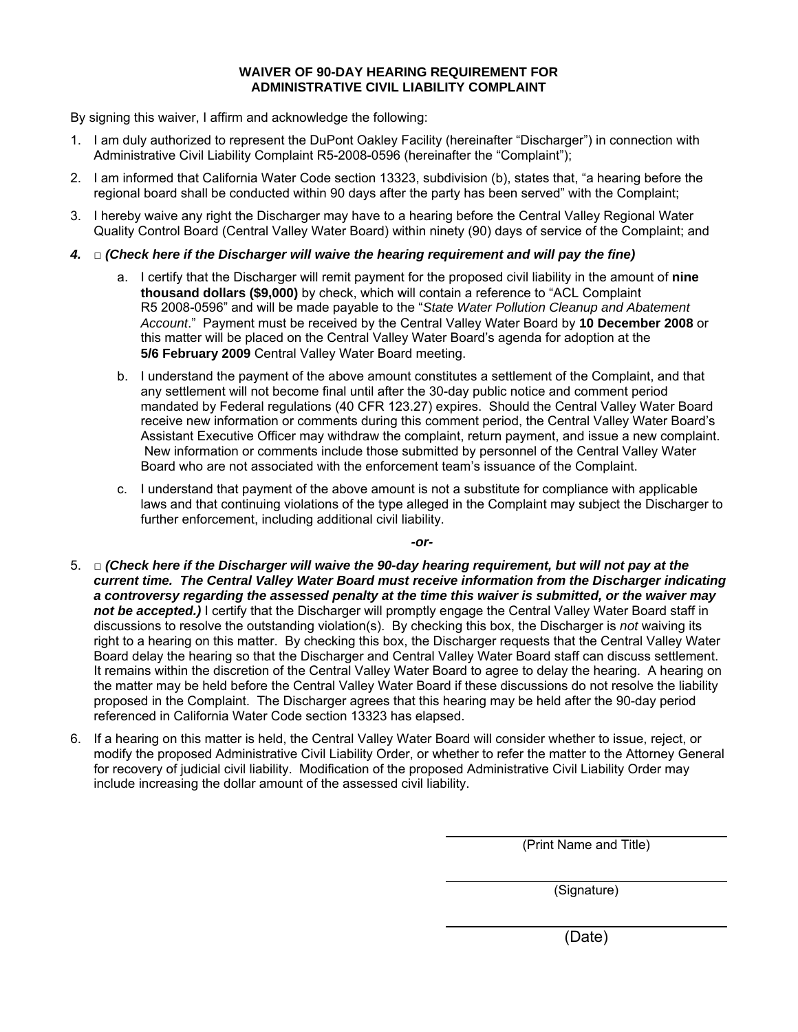**WAIVER OF 90-DAY HEARING REQUIREMENT FOR ADMINISTRATIVE CIVIL LIABILITY COMPLAINT**

By signing this waiver, I affirm and acknowledge the following:

1. I am duly authorized to represent the DuPont Oakley Facility (hereinafter "Discharger") in connection with Administrative Civil Liability Complaint R5-2008-0596 (hereinafter the "Complaint");

2. I am informed that California Water Code section 13323, subdivision (b), states that, "a hearing before the regional board shall be conducted within 90 days after the party has been served" with the Complaint;

3. I hereby waive any right the Discharger may have to a hearing before the Central Valley Regional Water Quality Control Board (Central Valley Water Board) within ninety (90) days of service of the Complaint; and

4. □ ***(Check here if the Discharger will waive the hearing requirement and will pay the fine)***

   a. I certify that the Discharger will remit payment for the proposed civil liability in the amount of **nine thousand dollars ($9,000)** by check, which will contain a reference to "ACL Complaint R5 2008-0596" and will be made payable to the "*State Water Pollution Cleanup and Abatement Account*." Payment must be received by the Central Valley Water Board by **10 December 2008** or this matter will be placed on the Central Valley Water Board's agenda for adoption at the **5/6 February 2009** Central Valley Water Board meeting.

   b. I understand the payment of the above amount constitutes a settlement of the Complaint, and that any settlement will not become final until after the 30-day public notice and comment period mandated by Federal regulations (40 CFR 123.27) expires. Should the Central Valley Water Board receive new information or comments during this comment period, the Central Valley Water Board's Assistant Executive Officer may withdraw the complaint, return payment, and issue a new complaint. New information or comments include those submitted by personnel of the Central Valley Water Board who are not associated with the enforcement team's issuance of the Complaint.

   c. I understand that payment of the above amount is not a substitute for compliance with applicable laws and that continuing violations of the type alleged in the Complaint may subject the Discharger to further enforcement, including additional civil liability.

***-or-***

5. □ ***(Check here if the Discharger will waive the 90-day hearing requirement, but will not pay at the current time. The Central Valley Water Board must receive information from the Discharger indicating a controversy regarding the assessed penalty at the time this waiver is submitted, or the waiver may not be accepted.)*** I certify that the Discharger will promptly engage the Central Valley Water Board staff in discussions to resolve the outstanding violation(s). By checking this box, the Discharger is *not* waiving its right to a hearing on this matter. By checking this box, the Discharger requests that the Central Valley Water Board delay the hearing so that the Discharger and Central Valley Water Board staff can discuss settlement. It remains within the discretion of the Central Valley Water Board to agree to delay the hearing. A hearing on the matter may be held before the Central Valley Water Board if these discussions do not resolve the liability proposed in the Complaint. The Discharger agrees that this hearing may be held after the 90-day period referenced in California Water Code section 13323 has elapsed.

6. If a hearing on this matter is held, the Central Valley Water Board will consider whether to issue, reject, or modify the proposed Administrative Civil Liability Order, or whether to refer the matter to the Attorney General for recovery of judicial civil liability. Modification of the proposed Administrative Civil Liability Order may include increasing the dollar amount of the assessed civil liability.

\_\_\_\_\_\_\_\_\_\_\_\_\_\_\_\_\_\_\_\_\_\_\_\_\_\_\_\_\_\_
(Print Name and Title)

\_\_\_\_\_\_\_\_\_\_\_\_\_\_\_\_\_\_\_\_\_\_\_\_\_\_\_\_\_\_
(Signature)

\_\_\_\_\_\_\_\_\_\_\_\_\_\_\_\_\_\_\_\_\_\_\_\_\_\_\_\_\_\_
(Date)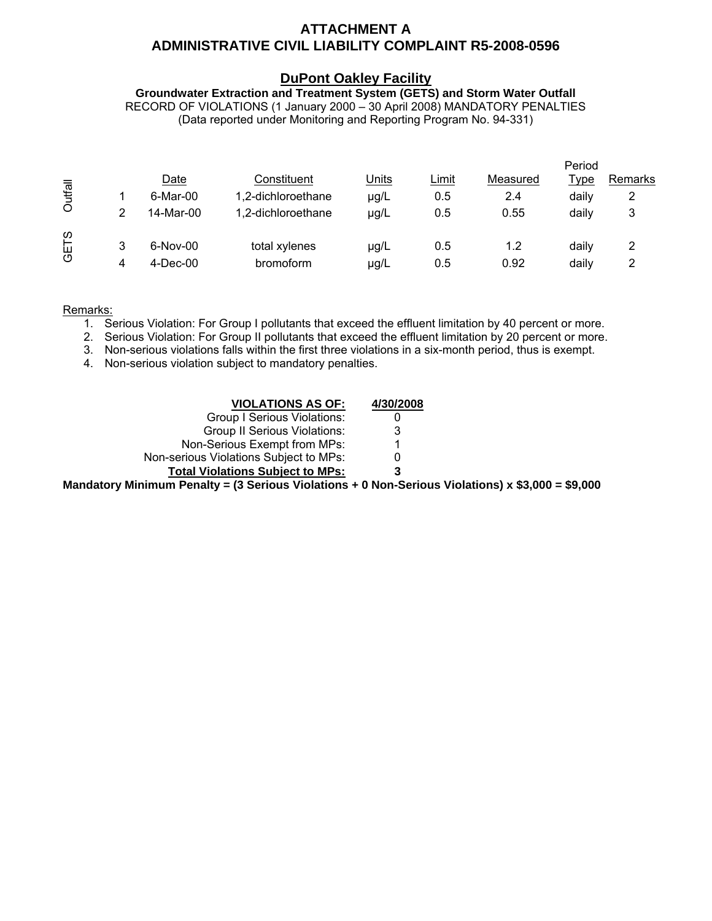# ATTACHMENT A
# ADMINISTRATIVE CIVIL LIABILITY COMPLAINT R5-2008-0596

## DuPont Oakley Facility

**Groundwater Extraction and Treatment System (GETS) and Storm Water Outfall**

RECORD OF VIOLATIONS (1 January 2000 – 30 April 2008) MANDATORY PENALTIES

(Data reported under Monitoring and Reporting Program No. 94-331)

| | | Date | Constituent | Units | Limit | Measured | Period Type | Remarks |
|---|---|---|---|---|---|---|---|---|
| Outfall | 1 | 6-Mar-00 | 1,2-dichloroethane | μg/L | 0.5 | 2.4 | daily | 2 |
| | 2 | 14-Mar-00 | 1,2-dichloroethane | μg/L | 0.5 | 0.55 | daily | 3 |
| GETS | 3 | 6-Nov-00 | total xylenes | μg/L | 0.5 | 1.2 | daily | 2 |
| | 4 | 4-Dec-00 | bromoform | μg/L | 0.5 | 0.92 | daily | 2 |

Remarks:

1. Serious Violation: For Group I pollutants that exceed the effluent limitation by 40 percent or more.
2. Serious Violation: For Group II pollutants that exceed the effluent limitation by 20 percent or more.
3. Non-serious violations falls within the first three violations in a six-month period, thus is exempt.
4. Non-serious violation subject to mandatory penalties.

| **VIOLATIONS AS OF:** | **4/30/2008** |
|---|---|
| Group I Serious Violations: | 0 |
| Group II Serious Violations: | 3 |
| Non-Serious Exempt from MPs: | 1 |
| Non-serious Violations Subject to MPs: | 0 |
| **Total Violations Subject to MPs:** | **3** |

**Mandatory Minimum Penalty = (3 Serious Violations + 0 Non-Serious Violations) x $3,000 = $9,000**